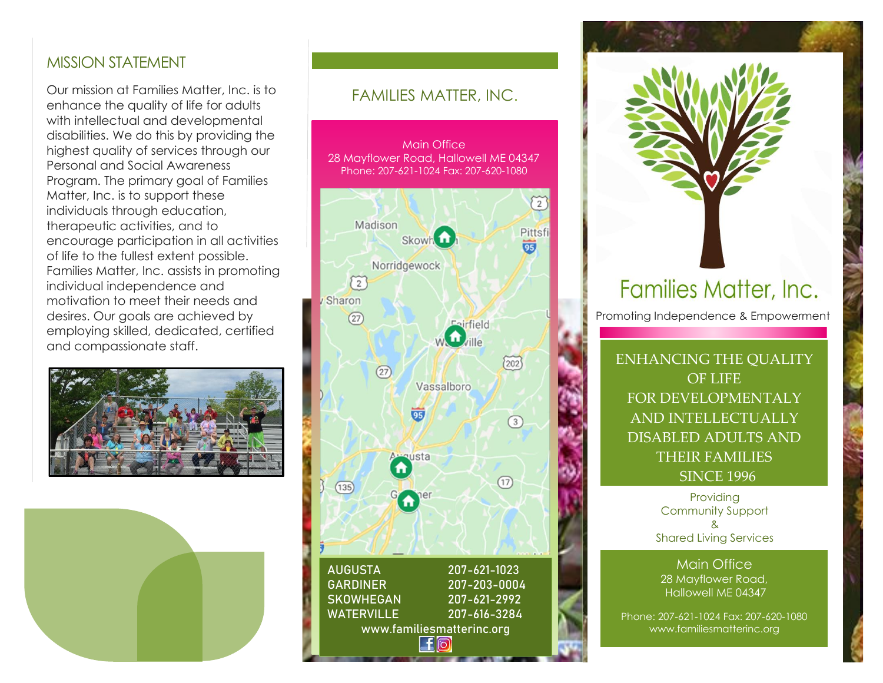## MISSION STATEMENT

Our mission at Families Matter, Inc. is to enhance the quality of life for adults with intellectual and developmental disabilities. We do this by providing the highest quality of services through our Personal and Social Awareness Program. The primary goal of Families Matter, Inc. is to support these individuals through education, therapeutic activities, and to encourage participation in all activities of life to the fullest extent possible. Families Matter, Inc. assists in promoting individual independence and motivation to meet their needs and desires. Our goals are achieved by employing skilled, dedicated, certified and compassionate staff.

## FAMILIES MATTER, INC.

Main Office
28 Mayflower Road, Hallowell ME 04347
Phone: 207-621-1024 Fax: 207-620-1080

| | |
|---|---|
| AUGUSTA | 207-621-1023 |
| GARDINER | 207-203-0004 |
| SKOWHEGAN | 207-621-2992 |
| WATERVILLE | 207-616-3284 |

www.familiesmatterinc.org

# Families Matter, Inc.

Promoting Independence & Empowerment

ENHANCING THE QUALITY OF LIFE FOR DEVELOPMENTALY AND INTELLECTUALLY DISABLED ADULTS AND THEIR FAMILIES SINCE 1996

Providing
Community Support
&
Shared Living Services

Main Office
28 Mayflower Road,
Hallowell ME 04347

Phone: 207-621-1024 Fax: 207-620-1080
www.familiesmatterinc.org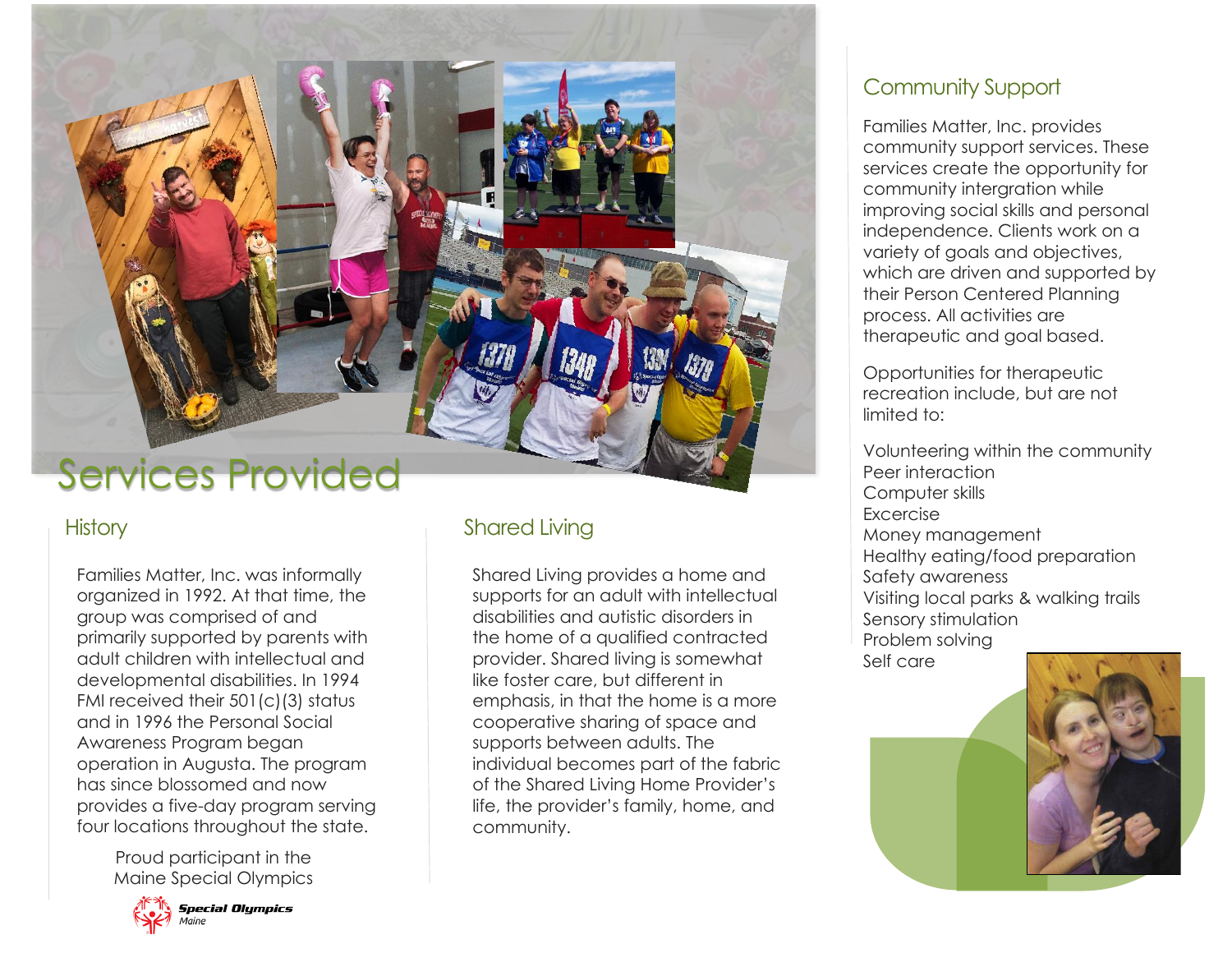# Services Provided

## History

Families Matter, Inc. was informally organized in 1992. At that time, the group was comprised of and primarily supported by parents with adult children with intellectual and developmental disabilities. In 1994 FMI received their 501(c)(3) status and in 1996 the Personal Social Awareness Program began operation in Augusta. The program has since blossomed and now provides a five-day program serving four locations throughout the state.

Proud participant in the Maine Special Olympics

Special Olympics Maine

## Shared Living

Shared Living provides a home and supports for an adult with intellectual disabilities and autistic disorders in the home of a qualified contracted provider. Shared living is somewhat like foster care, but different in emphasis, in that the home is a more cooperative sharing of space and supports between adults. The individual becomes part of the fabric of the Shared Living Home Provider's life, the provider's family, home, and community.

## Community Support

Families Matter, Inc. provides community support services. These services create the opportunity for community intergration while improving social skills and personal independence. Clients work on a variety of goals and objectives, which are driven and supported by their Person Centered Planning process. All activities are therapeutic and goal based.

Opportunities for therapeutic recreation include, but are not limited to:

Volunteering within the community  
Peer interaction  
Computer skills  
Excercise  
Money management  
Healthy eating/food preparation  
Safety awareness  
Visiting local parks & walking trails  
Sensory stimulation  
Problem solving  
Self care